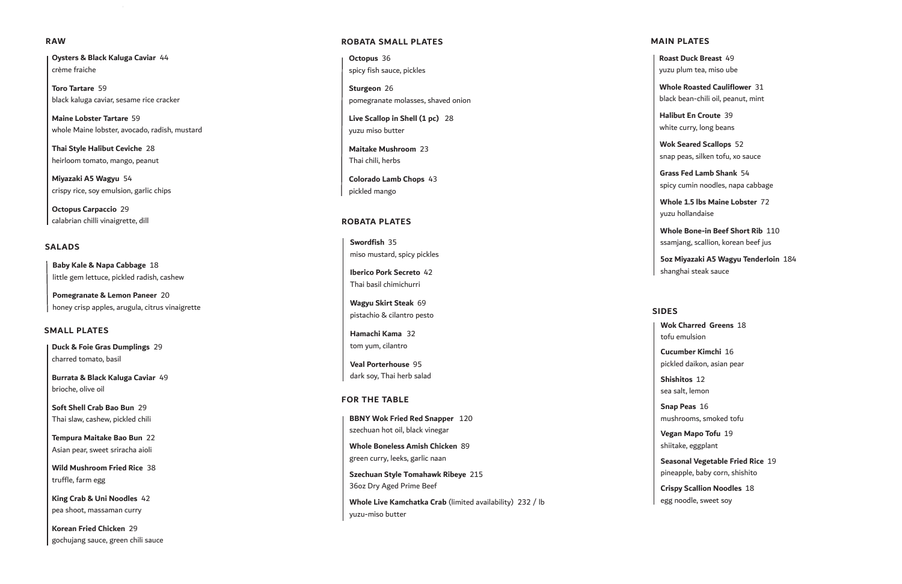## RAW

**Oysters & Black Kaluga Caviar** 44
crème fraiche

**Toro Tartare** 59
black kaluga caviar, sesame rice cracker

**Maine Lobster Tartare** 59
whole Maine lobster, avocado, radish, mustard

**Thai Style Halibut Ceviche** 28
heirloom tomato, mango, peanut

**Miyazaki A5 Wagyu** 54
crispy rice, soy emulsion, garlic chips

**Octopus Carpaccio** 29
calabrian chilli vinaigrette, dill

## SALADS

**Baby Kale & Napa Cabbage** 18
little gem lettuce, pickled radish, cashew

**Pomegranate & Lemon Paneer** 20
honey crisp apples, arugula, citrus vinaigrette

## SMALL PLATES

**Duck & Foie Gras Dumplings** 29
charred tomato, basil

**Burrata & Black Kaluga Caviar** 49
brioche, olive oil

**Soft Shell Crab Bao Bun** 29
Thai slaw, cashew, pickled chili

**Tempura Maitake Bao Bun** 22
Asian pear, sweet sriracha aioli

**Wild Mushroom Fried Rice** 38
truffle, farm egg

**King Crab & Uni Noodles** 42
pea shoot, massaman curry

**Korean Fried Chicken** 29
gochujang sauce, green chili sauce

## ROBATA SMALL PLATES

**Octopus** 36
spicy fish sauce, pickles

**Sturgeon** 26
pomegranate molasses, shaved onion

**Live Scallop in Shell (1 pc)** 28
yuzu miso butter

**Maitake Mushroom** 23
Thai chili, herbs

**Colorado Lamb Chops** 43
pickled mango

## ROBATA PLATES

**Swordfish** 35
miso mustard, spicy pickles

**Iberico Pork Secreto** 42
Thai basil chimichurri

**Wagyu Skirt Steak** 69
pistachio & cilantro pesto

**Hamachi Kama** 32
tom yum, cilantro

**Veal Porterhouse** 95
dark soy, Thai herb salad

## FOR THE TABLE

**BBNY Wok Fried Red Snapper** 120
szechuan hot oil, black vinegar

**Whole Boneless Amish Chicken** 89
green curry, leeks, garlic naan

**Szechuan Style Tomahawk Ribeye** 215
36oz Dry Aged Prime Beef

**Whole Live Kamchatka Crab** (limited availability) 232 / lb
yuzu-miso butter

## MAIN PLATES

**Roast Duck Breast** 49
yuzu plum tea, miso ube

**Whole Roasted Cauliflower** 31
black bean-chili oil, peanut, mint

**Halibut En Croute** 39
white curry, long beans

**Wok Seared Scallops** 52
snap peas, silken tofu, xo sauce

**Grass Fed Lamb Shank** 54
spicy cumin noodles, napa cabbage

**Whole 1.5 lbs Maine Lobster** 72
yuzu hollandaise

**Whole Bone-in Beef Short Rib** 110
ssamjang, scallion, korean beef jus

**5oz Miyazaki A5 Wagyu Tenderloin** 184
shanghai steak sauce

## SIDES

**Wok Charred Greens** 18
tofu emulsion

**Cucumber Kimchi** 16
pickled daikon, asian pear

**Shishitos** 12
sea salt, lemon

**Snap Peas** 16
mushrooms, smoked tofu

**Vegan Mapo Tofu** 19
shiitake, eggplant

**Seasonal Vegetable Fried Rice** 19
pineapple, baby corn, shishito

**Crispy Scallion Noodles** 18
egg noodle, sweet soy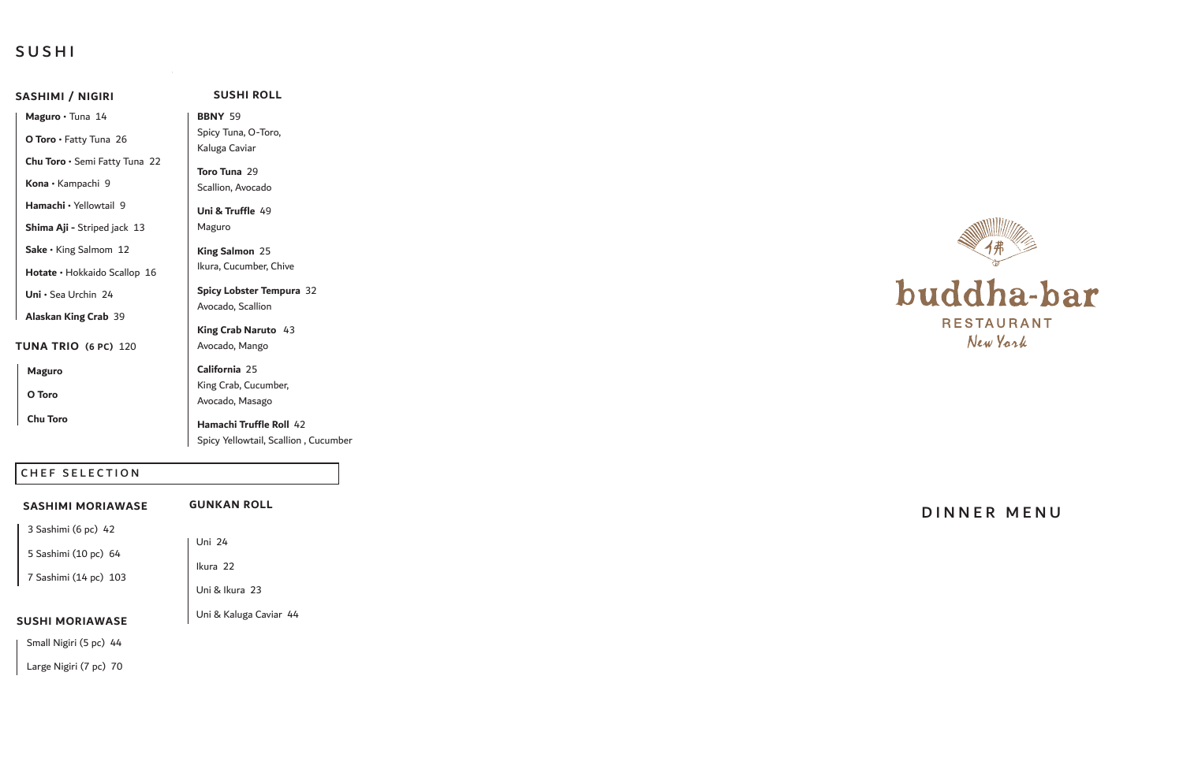# SUSHI

## SASHIMI / NIGIRI

- **Maguro** • Tuna 14
- **O Toro** • Fatty Tuna 26
- **Chu Toro** • Semi Fatty Tuna 22
- **Kona** • Kampachi 9
- **Hamachi** • Yellowtail 9
- **Shima Aji** - Striped jack 13
- **Sake** • King Salmom 12
- **Hotate** • Hokkaido Scallop 16
- **Uni** • Sea Urchin 24
- **Alaskan King Crab** 39

## TUNA TRIO (6 PC) 120

- **Maguro**
- **O Toro**
- **Chu Toro**

## SUSHI ROLL

**BBNY** 59
Spicy Tuna, O-Toro, Kaluga Caviar

**Toro Tuna** 29
Scallion, Avocado

**Uni & Truffle** 49
Maguro

**King Salmon** 25
Ikura, Cucumber, Chive

**Spicy Lobster Tempura** 32
Avocado, Scallion

**King Crab Naruto** 43
Avocado, Mango

**California** 25
King Crab, Cucumber, Avocado, Masago

**Hamachi Truffle Roll** 42
Spicy Yellowtail, Scallion , Cucumber

## CHEF SELECTION

### SASHIMI MORIAWASE

- 3 Sashimi (6 pc) 42
- 5 Sashimi (10 pc) 64
- 7 Sashimi (14 pc) 103

### SUSHI MORIAWASE

- Small Nigiri (5 pc) 44
- Large Nigiri (7 pc) 70

### GUNKAN ROLL

- Uni 24
- Ikura 22
- Uni & Ikura 23
- Uni & Kaluga Caviar 44

buddha-bar
RESTAURANT
New York

# DINNER MENU